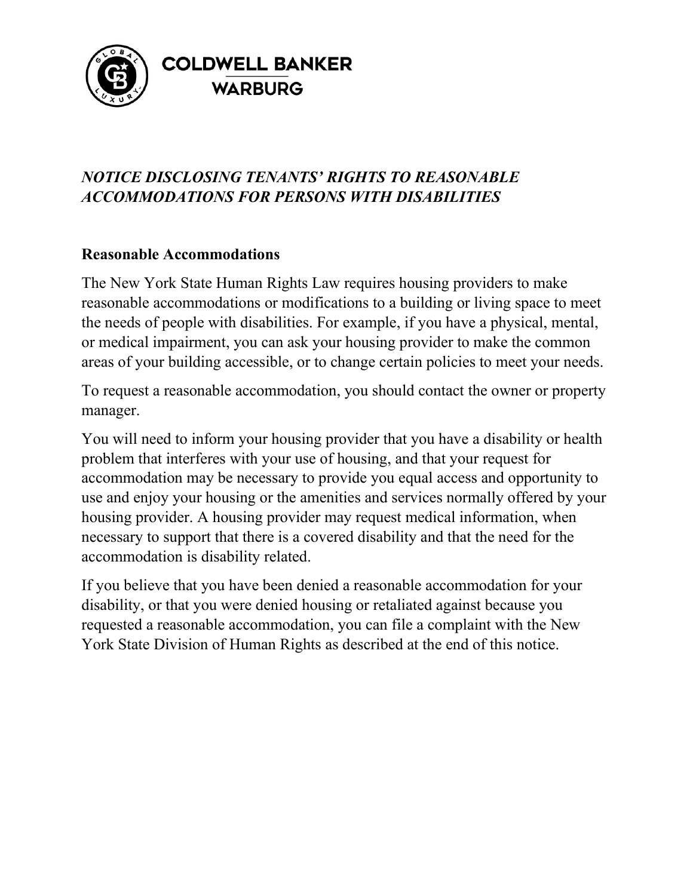# *NOTICE DISCLOSING TENANTS' RIGHTS TO REASONABLE ACCOMMODATIONS FOR PERSONS WITH DISABILITIES*

## Reasonable Accommodations

The New York State Human Rights Law requires housing providers to make reasonable accommodations or modifications to a building or living space to meet the needs of people with disabilities. For example, if you have a physical, mental, or medical impairment, you can ask your housing provider to make the common areas of your building accessible, or to change certain policies to meet your needs.

To request a reasonable accommodation, you should contact the owner or property manager.

You will need to inform your housing provider that you have a disability or health problem that interferes with your use of housing, and that your request for accommodation may be necessary to provide you equal access and opportunity to use and enjoy your housing or the amenities and services normally offered by your housing provider. A housing provider may request medical information, when necessary to support that there is a covered disability and that the need for the accommodation is disability related.

If you believe that you have been denied a reasonable accommodation for your disability, or that you were denied housing or retaliated against because you requested a reasonable accommodation, you can file a complaint with the New York State Division of Human Rights as described at the end of this notice.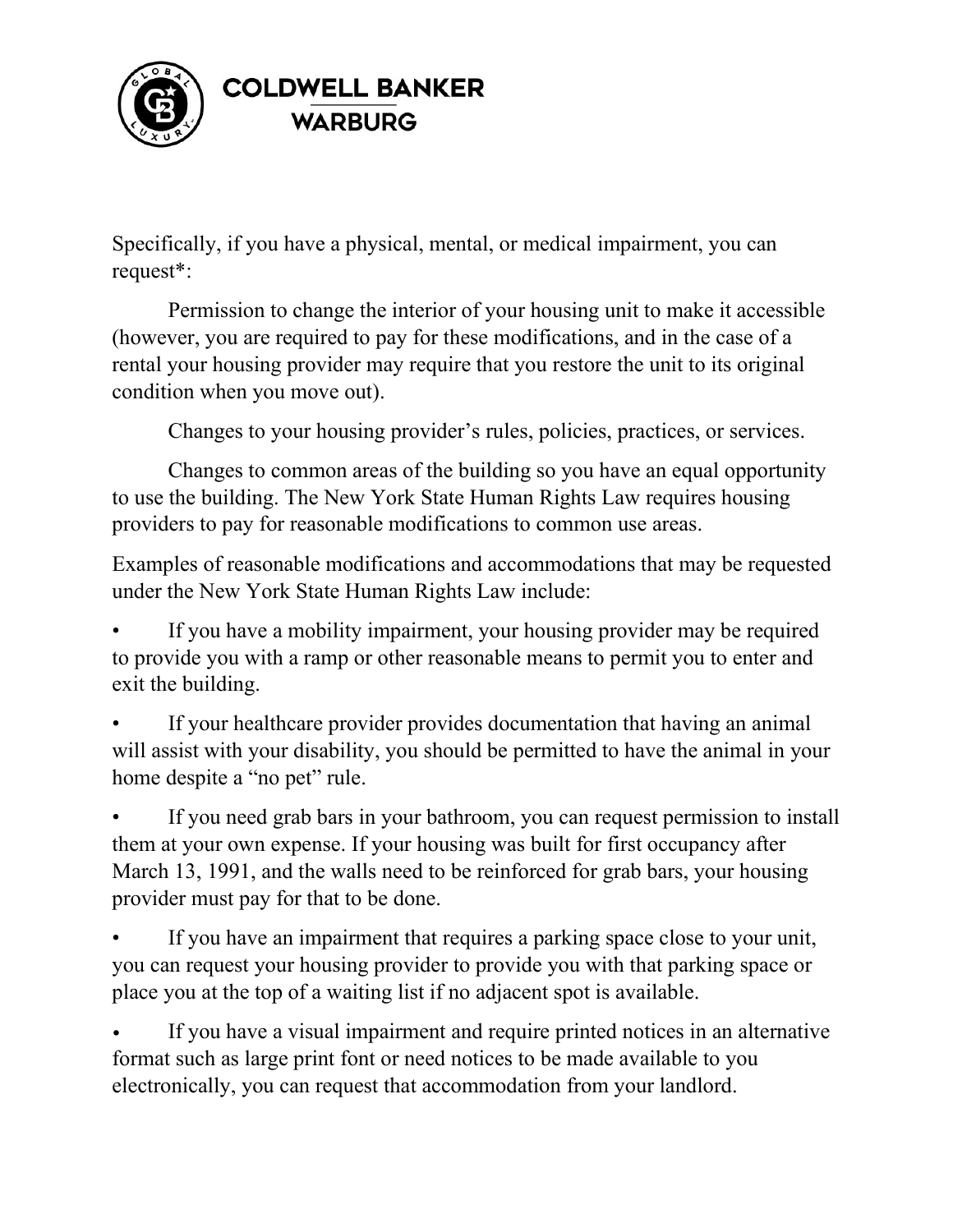Specifically, if you have a physical, mental, or medical impairment, you can request*:

Permission to change the interior of your housing unit to make it accessible (however, you are required to pay for these modifications, and in the case of a rental your housing provider may require that you restore the unit to its original condition when you move out).

Changes to your housing provider's rules, policies, practices, or services.

Changes to common areas of the building so you have an equal opportunity to use the building. The New York State Human Rights Law requires housing providers to pay for reasonable modifications to common use areas.

Examples of reasonable modifications and accommodations that may be requested under the New York State Human Rights Law include:

- If you have a mobility impairment, your housing provider may be required to provide you with a ramp or other reasonable means to permit you to enter and exit the building.
- If your healthcare provider provides documentation that having an animal will assist with your disability, you should be permitted to have the animal in your home despite a "no pet" rule.
- If you need grab bars in your bathroom, you can request permission to install them at your own expense. If your housing was built for first occupancy after March 13, 1991, and the walls need to be reinforced for grab bars, your housing provider must pay for that to be done.
- If you have an impairment that requires a parking space close to your unit, you can request your housing provider to provide you with that parking space or place you at the top of a waiting list if no adjacent spot is available.
- If you have a visual impairment and require printed notices in an alternative format such as large print font or need notices to be made available to you electronically, you can request that accommodation from your landlord.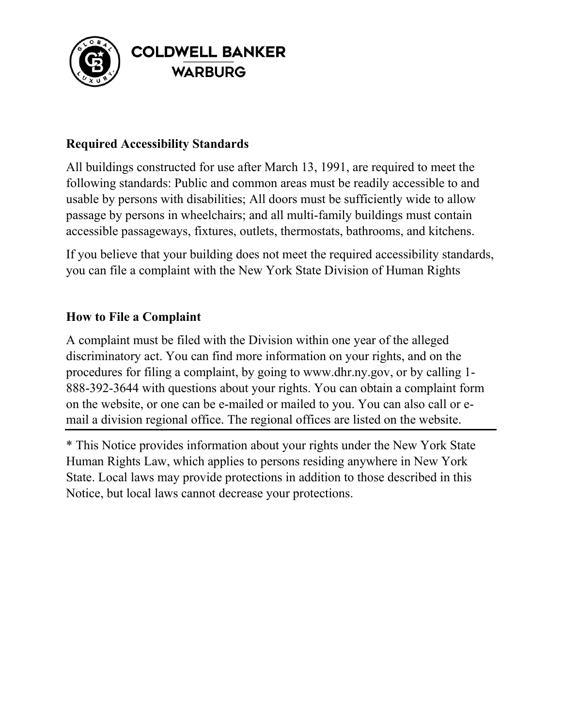**COLDWELL BANKER**
**WARBURG**

## Required Accessibility Standards

All buildings constructed for use after March 13, 1991, are required to meet the following standards: Public and common areas must be readily accessible to and usable by persons with disabilities; All doors must be sufficiently wide to allow passage by persons in wheelchairs; and all multi-family buildings must contain accessible passageways, fixtures, outlets, thermostats, bathrooms, and kitchens.

If you believe that your building does not meet the required accessibility standards, you can file a complaint with the New York State Division of Human Rights

## How to File a Complaint

A complaint must be filed with the Division within one year of the alleged discriminatory act. You can find more information on your rights, and on the procedures for filing a complaint, by going to www.dhr.ny.gov, or by calling 1-888-392-3644 with questions about your rights. You can obtain a complaint form on the website, or one can be e-mailed or mailed to you. You can also call or e-mail a division regional office. The regional offices are listed on the website.

---

* This Notice provides information about your rights under the New York State Human Rights Law, which applies to persons residing anywhere in New York State. Local laws may provide protections in addition to those described in this Notice, but local laws cannot decrease your protections.